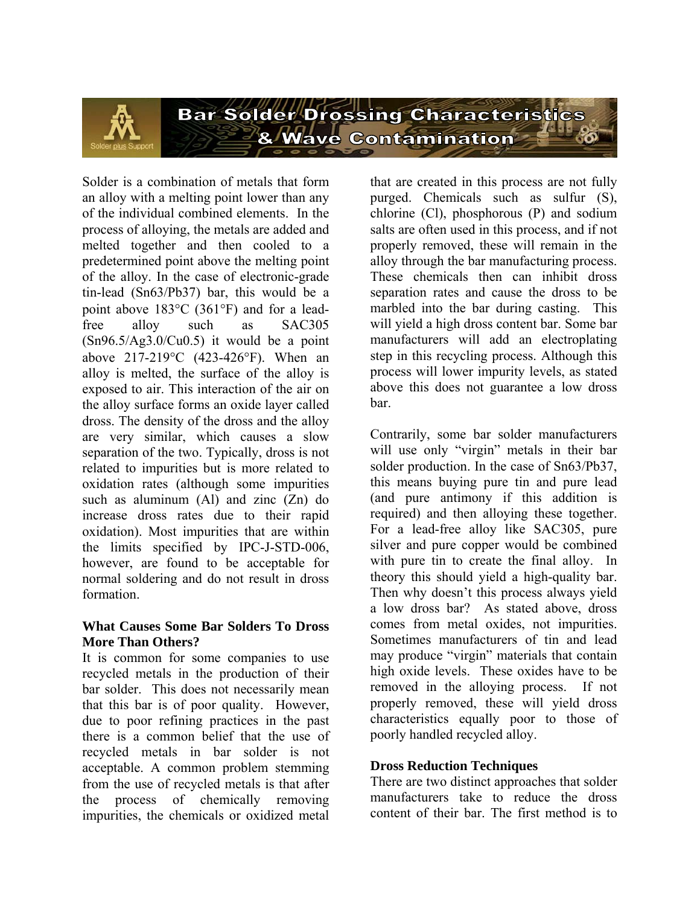# Bar Solder Drossing Characteristics & Wave Contamination

Solder is a combination of metals that form an alloy with a melting point lower than any of the individual combined elements. In the process of alloying, the metals are added and melted together and then cooled to a predetermined point above the melting point of the alloy. In the case of electronic-grade tin-lead (Sn63/Pb37) bar, this would be a point above 183°C (361°F) and for a lead-free alloy such as SAC305 (Sn96.5/Ag3.0/Cu0.5) it would be a point above 217-219°C (423-426°F). When an alloy is melted, the surface of the alloy is exposed to air. This interaction of the air on the alloy surface forms an oxide layer called dross. The density of the dross and the alloy are very similar, which causes a slow separation of the two. Typically, dross is not related to impurities but is more related to oxidation rates (although some impurities such as aluminum (Al) and zinc (Zn) do increase dross rates due to their rapid oxidation). Most impurities that are within the limits specified by IPC-J-STD-006, however, are found to be acceptable for normal soldering and do not result in dross formation.

**What Causes Some Bar Solders To Dross More Than Others?**

It is common for some companies to use recycled metals in the production of their bar solder. This does not necessarily mean that this bar is of poor quality. However, due to poor refining practices in the past there is a common belief that the use of recycled metals in bar solder is not acceptable. A common problem stemming from the use of recycled metals is that after the process of chemically removing impurities, the chemicals or oxidized metal that are created in this process are not fully purged. Chemicals such as sulfur (S), chlorine (Cl), phosphorous (P) and sodium salts are often used in this process, and if not properly removed, these will remain in the alloy through the bar manufacturing process. These chemicals then can inhibit dross separation rates and cause the dross to be marbled into the bar during casting. This will yield a high dross content bar. Some bar manufacturers will add an electroplating step in this recycling process. Although this process will lower impurity levels, as stated above this does not guarantee a low dross bar.

Contrarily, some bar solder manufacturers will use only "virgin" metals in their bar solder production. In the case of Sn63/Pb37, this means buying pure tin and pure lead (and pure antimony if this addition is required) and then alloying these together. For a lead-free alloy like SAC305, pure silver and pure copper would be combined with pure tin to create the final alloy. In theory this should yield a high-quality bar. Then why doesn't this process always yield a low dross bar? As stated above, dross comes from metal oxides, not impurities. Sometimes manufacturers of tin and lead may produce "virgin" materials that contain high oxide levels. These oxides have to be removed in the alloying process. If not properly removed, these will yield dross characteristics equally poor to those of poorly handled recycled alloy.

**Dross Reduction Techniques**

There are two distinct approaches that solder manufacturers take to reduce the dross content of their bar. The first method is to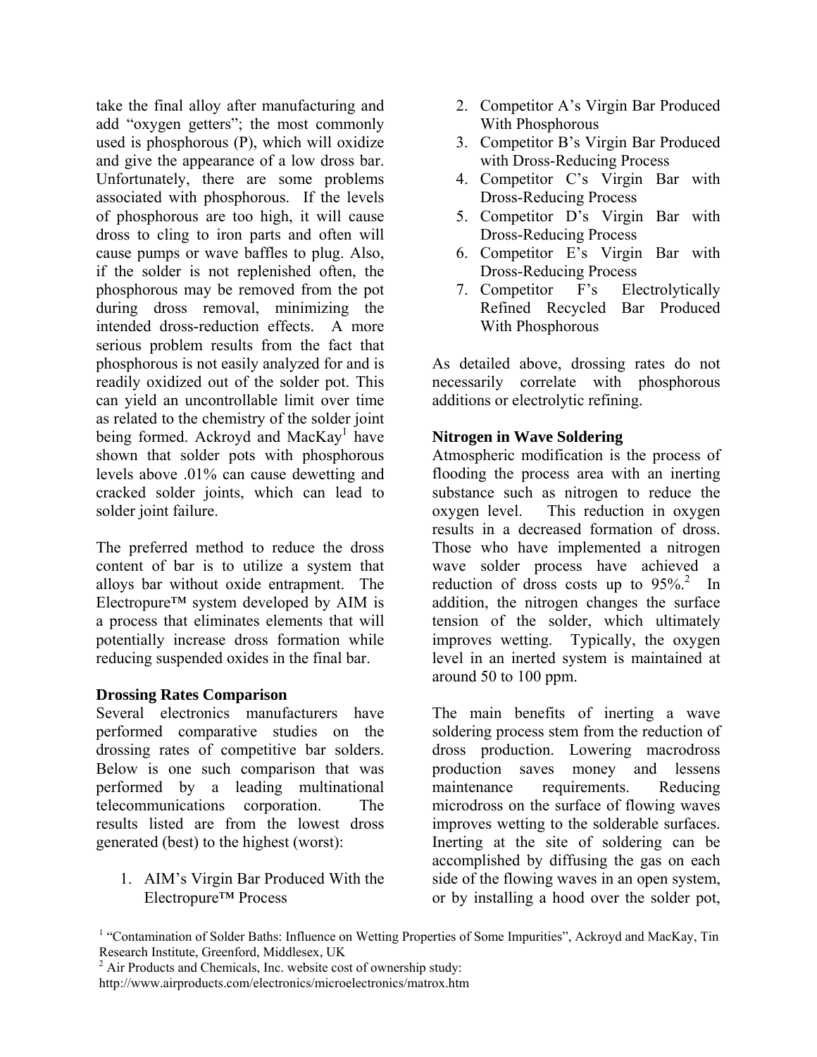take the final alloy after manufacturing and add "oxygen getters"; the most commonly used is phosphorous (P), which will oxidize and give the appearance of a low dross bar. Unfortunately, there are some problems associated with phosphorous. If the levels of phosphorous are too high, it will cause dross to cling to iron parts and often will cause pumps or wave baffles to plug. Also, if the solder is not replenished often, the phosphorous may be removed from the pot during dross removal, minimizing the intended dross-reduction effects. A more serious problem results from the fact that phosphorous is not easily analyzed for and is readily oxidized out of the solder pot. This can yield an uncontrollable limit over time as related to the chemistry of the solder joint being formed. Ackroyd and MacKay[1] have shown that solder pots with phosphorous levels above .01% can cause dewetting and cracked solder joints, which can lead to solder joint failure.

The preferred method to reduce the dross content of bar is to utilize a system that alloys bar without oxide entrapment. The Electropure™ system developed by AIM is a process that eliminates elements that will potentially increase dross formation while reducing suspended oxides in the final bar.

**Drossing Rates Comparison**

Several electronics manufacturers have performed comparative studies on the drossing rates of competitive bar solders. Below is one such comparison that was performed by a leading multinational telecommunications corporation. The results listed are from the lowest dross generated (best) to the highest (worst):

1. AIM's Virgin Bar Produced With the Electropure™ Process
2. Competitor A's Virgin Bar Produced With Phosphorous
3. Competitor B's Virgin Bar Produced with Dross-Reducing Process
4. Competitor C's Virgin Bar with Dross-Reducing Process
5. Competitor D's Virgin Bar with Dross-Reducing Process
6. Competitor E's Virgin Bar with Dross-Reducing Process
7. Competitor F's Electrolytically Refined Recycled Bar Produced With Phosphorous

As detailed above, drossing rates do not necessarily correlate with phosphorous additions or electrolytic refining.

**Nitrogen in Wave Soldering**

Atmospheric modification is the process of flooding the process area with an inerting substance such as nitrogen to reduce the oxygen level. This reduction in oxygen results in a decreased formation of dross. Those who have implemented a nitrogen wave solder process have achieved a reduction of dross costs up to 95%.[2] In addition, the nitrogen changes the surface tension of the solder, which ultimately improves wetting. Typically, the oxygen level in an inerted system is maintained at around 50 to 100 ppm.

The main benefits of inerting a wave soldering process stem from the reduction of dross production. Lowering macrodross production saves money and lessens maintenance requirements. Reducing microdross on the surface of flowing waves improves wetting to the solderable surfaces. Inerting at the site of soldering can be accomplished by diffusing the gas on each side of the flowing waves in an open system, or by installing a hood over the solder pot,

[1] "Contamination of Solder Baths: Influence on Wetting Properties of Some Impurities", Ackroyd and MacKay, Tin Research Institute, Greenford, Middlesex, UK

[2] Air Products and Chemicals, Inc. website cost of ownership study: http://www.airproducts.com/electronics/microelectronics/matrox.htm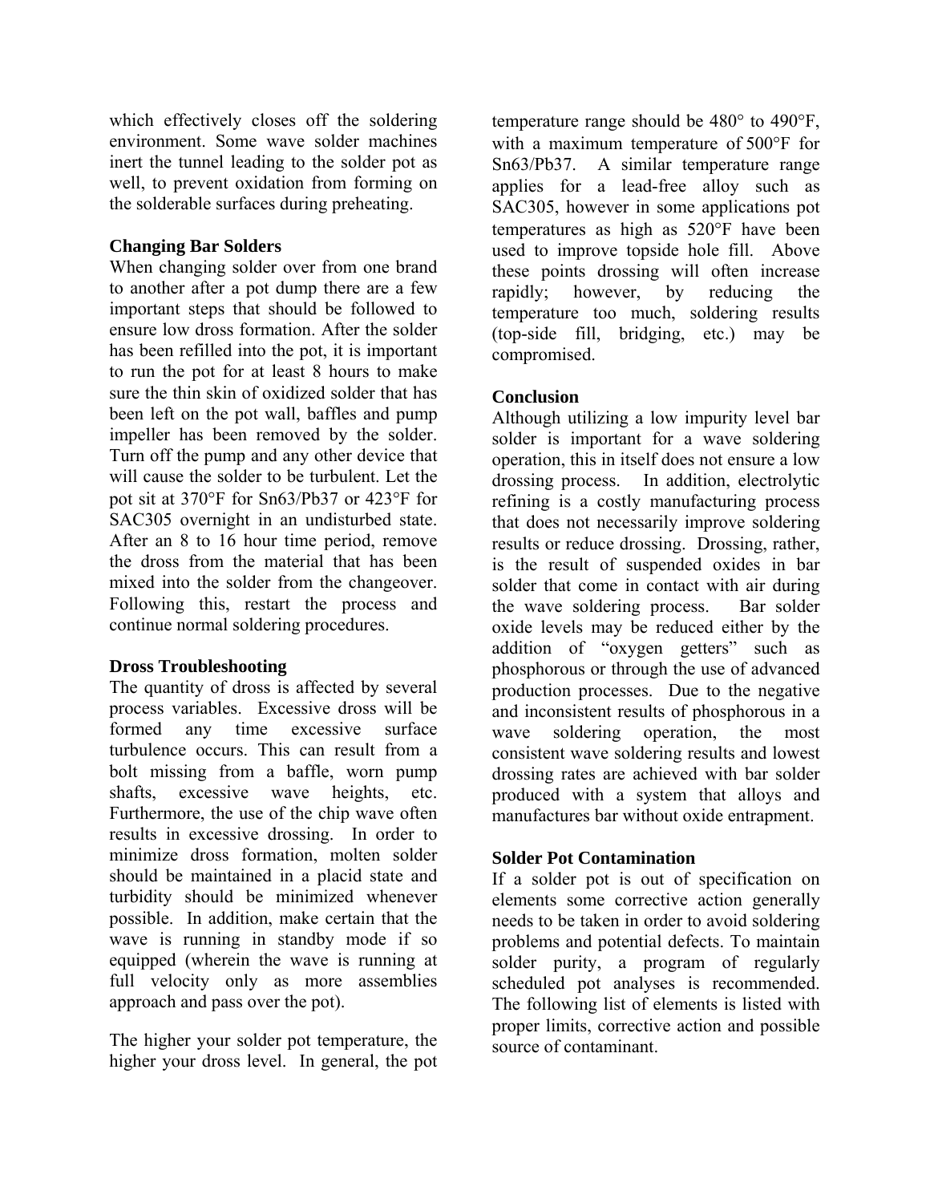which effectively closes off the soldering environment. Some wave solder machines inert the tunnel leading to the solder pot as well, to prevent oxidation from forming on the solderable surfaces during preheating.

**Changing Bar Solders**

When changing solder over from one brand to another after a pot dump there are a few important steps that should be followed to ensure low dross formation. After the solder has been refilled into the pot, it is important to run the pot for at least 8 hours to make sure the thin skin of oxidized solder that has been left on the pot wall, baffles and pump impeller has been removed by the solder. Turn off the pump and any other device that will cause the solder to be turbulent. Let the pot sit at 370°F for Sn63/Pb37 or 423°F for SAC305 overnight in an undisturbed state. After an 8 to 16 hour time period, remove the dross from the material that has been mixed into the solder from the changeover. Following this, restart the process and continue normal soldering procedures.

**Dross Troubleshooting**

The quantity of dross is affected by several process variables. Excessive dross will be formed any time excessive surface turbulence occurs. This can result from a bolt missing from a baffle, worn pump shafts, excessive wave heights, etc. Furthermore, the use of the chip wave often results in excessive drossing. In order to minimize dross formation, molten solder should be maintained in a placid state and turbidity should be minimized whenever possible. In addition, make certain that the wave is running in standby mode if so equipped (wherein the wave is running at full velocity only as more assemblies approach and pass over the pot).

The higher your solder pot temperature, the higher your dross level. In general, the pot temperature range should be 480° to 490°F, with a maximum temperature of 500°F for Sn63/Pb37. A similar temperature range applies for a lead-free alloy such as SAC305, however in some applications pot temperatures as high as 520°F have been used to improve topside hole fill. Above these points drossing will often increase rapidly; however, by reducing the temperature too much, soldering results (top-side fill, bridging, etc.) may be compromised.

**Conclusion**

Although utilizing a low impurity level bar solder is important for a wave soldering operation, this in itself does not ensure a low drossing process. In addition, electrolytic refining is a costly manufacturing process that does not necessarily improve soldering results or reduce drossing. Drossing, rather, is the result of suspended oxides in bar solder that come in contact with air during the wave soldering process. Bar solder oxide levels may be reduced either by the addition of "oxygen getters" such as phosphorous or through the use of advanced production processes. Due to the negative and inconsistent results of phosphorous in a wave soldering operation, the most consistent wave soldering results and lowest drossing rates are achieved with bar solder produced with a system that alloys and manufactures bar without oxide entrapment.

**Solder Pot Contamination**

If a solder pot is out of specification on elements some corrective action generally needs to be taken in order to avoid soldering problems and potential defects. To maintain solder purity, a program of regularly scheduled pot analyses is recommended. The following list of elements is listed with proper limits, corrective action and possible source of contaminant.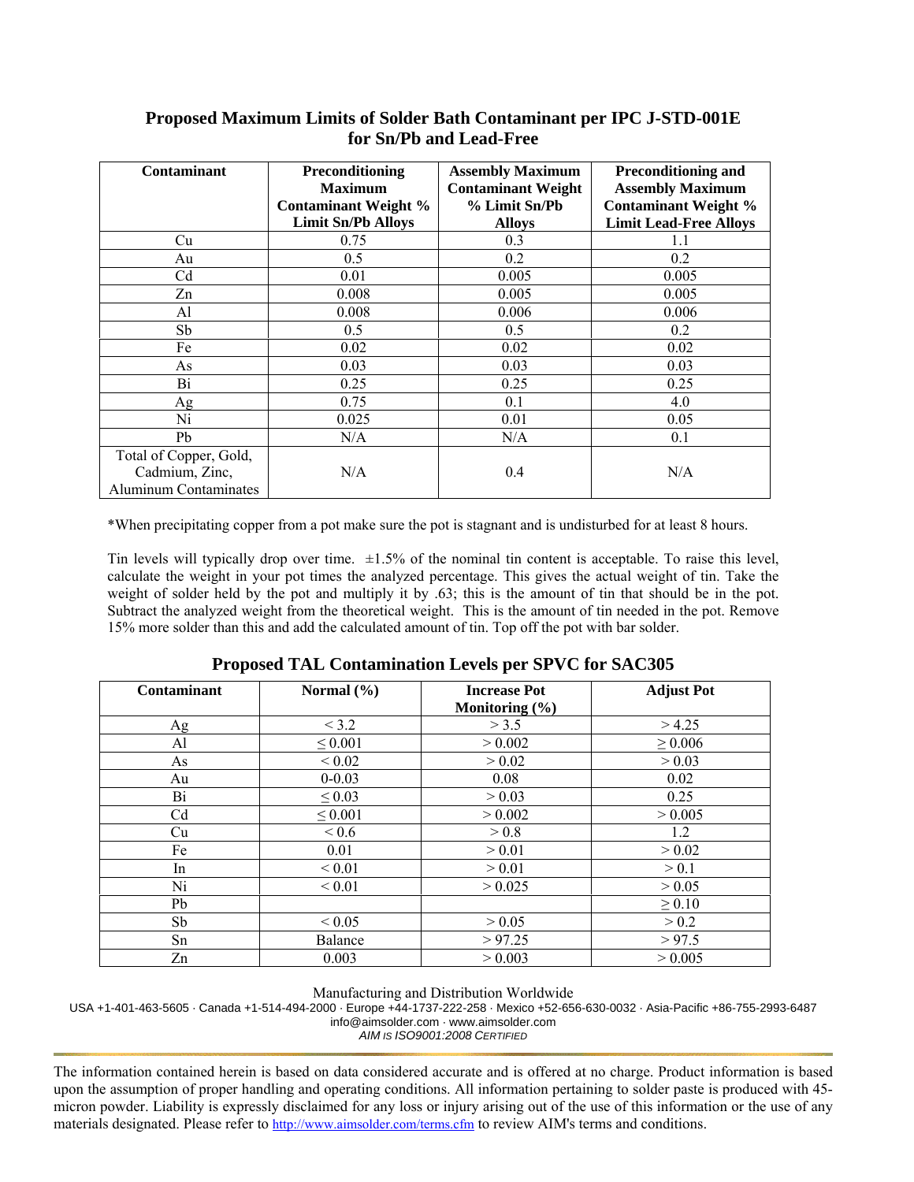## Proposed Maximum Limits of Solder Bath Contaminant per IPC J-STD-001E for Sn/Pb and Lead-Free

| Contaminant | Preconditioning Maximum Contaminant Weight % Limit Sn/Pb Alloys | Assembly Maximum Contaminant Weight % Limit Sn/Pb Alloys | Preconditioning and Assembly Maximum Contaminant Weight % Limit Lead-Free Alloys |
|---|---|---|---|
| Cu | 0.75 | 0.3 | 1.1 |
| Au | 0.5 | 0.2 | 0.2 |
| Cd | 0.01 | 0.005 | 0.005 |
| Zn | 0.008 | 0.005 | 0.005 |
| Al | 0.008 | 0.006 | 0.006 |
| Sb | 0.5 | 0.5 | 0.2 |
| Fe | 0.02 | 0.02 | 0.02 |
| As | 0.03 | 0.03 | 0.03 |
| Bi | 0.25 | 0.25 | 0.25 |
| Ag | 0.75 | 0.1 | 4.0 |
| Ni | 0.025 | 0.01 | 0.05 |
| Pb | N/A | N/A | 0.1 |
| Total of Copper, Gold, Cadmium, Zinc, Aluminum Contaminates | N/A | 0.4 | N/A |

*When precipitating copper from a pot make sure the pot is stagnant and is undisturbed for at least 8 hours.

Tin levels will typically drop over time. ±1.5% of the nominal tin content is acceptable. To raise this level, calculate the weight in your pot times the analyzed percentage. This gives the actual weight of tin. Take the weight of solder held by the pot and multiply it by .63; this is the amount of tin that should be in the pot. Subtract the analyzed weight from the theoretical weight. This is the amount of tin needed in the pot. Remove 15% more solder than this and add the calculated amount of tin. Top off the pot with bar solder.

## Proposed TAL Contamination Levels per SPVC for SAC305

| Contaminant | Normal (%) | Increase Pot Monitoring (%) | Adjust Pot |
|---|---|---|---|
| Ag | < 3.2 | > 3.5 | > 4.25 |
| Al | ≤ 0.001 | > 0.002 | ≥ 0.006 |
| As | < 0.02 | > 0.02 | > 0.03 |
| Au | 0-0.03 | 0.08 | 0.02 |
| Bi | ≤ 0.03 | > 0.03 | 0.25 |
| Cd | ≤ 0.001 | > 0.002 | > 0.005 |
| Cu | < 0.6 | > 0.8 | 1.2 |
| Fe | 0.01 | > 0.01 | > 0.02 |
| In | < 0.01 | > 0.01 | > 0.1 |
| Ni | < 0.01 | > 0.025 | > 0.05 |
| Pb | | | ≥ 0.10 |
| Sb | < 0.05 | > 0.05 | > 0.2 |
| Sn | Balance | > 97.25 | > 97.5 |
| Zn | 0.003 | > 0.003 | > 0.005 |

Manufacturing and Distribution Worldwide

USA +1-401-463-5605 · Canada +1-514-494-2000 · Europe +44-1737-222-258 · Mexico +52-656-630-0032 · Asia-Pacific +86-755-2993-6487

info@aimsolder.com · www.aimsolder.com

*AIM IS ISO9001:2008 CERTIFIED*

The information contained herein is based on data considered accurate and is offered at no charge. Product information is based upon the assumption of proper handling and operating conditions. All information pertaining to solder paste is produced with 45-micron powder. Liability is expressly disclaimed for any loss or injury arising out of the use of this information or the use of any materials designated. Please refer to http://www.aimsolder.com/terms.cfm to review AIM's terms and conditions.